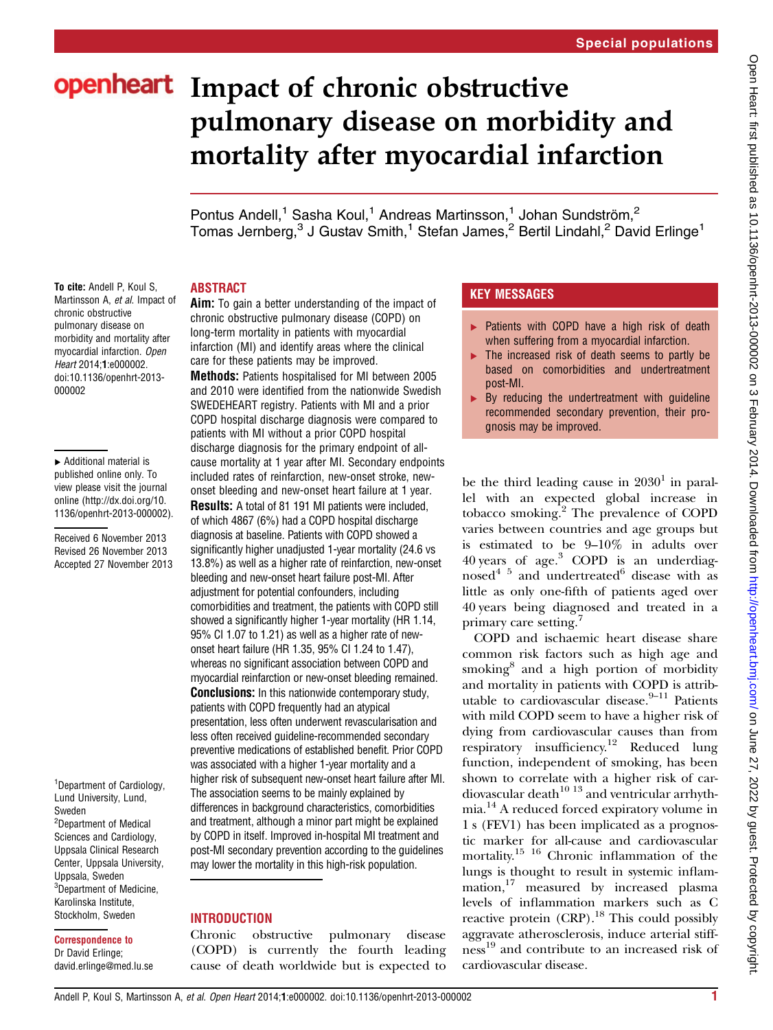# Impact of chronic obstructive pulmonary disease on morbidity and mortality after myocardial infarction

Pontus Andell,[1] Sasha Koul,[1] Andreas Martinsson,[1] Johan Sundström,[2] Tomas Jernberg,[3] J Gustav Smith,[1] Stefan James,[2] Bertil Lindahl,[2] David Erlinge[1]

**To cite:** Andell P, Koul S, Martinsson A, *et al*. Impact of chronic obstructive pulmonary disease on morbidity and mortality after myocardial infarction. *Open Heart* 2014;**1**:e000002. doi:10.1136/openhrt-2013-000002

▸ Additional material is published online only. To view please visit the journal online (http://dx.doi.org/10.1136/openhrt-2013-000002).

Received 6 November 2013
Revised 26 November 2013
Accepted 27 November 2013

[1]Department of Cardiology, Lund University, Lund, Sweden
[2]Department of Medical Sciences and Cardiology, Uppsala Clinical Research Center, Uppsala University, Uppsala, Sweden
[3]Department of Medicine, Karolinska Institute, Stockholm, Sweden

**Correspondence to**
Dr David Erlinge; david.erlinge@med.lu.se

## ABSTRACT

**Aim:** To gain a better understanding of the impact of chronic obstructive pulmonary disease (COPD) on long-term mortality in patients with myocardial infarction (MI) and identify areas where the clinical care for these patients may be improved.

**Methods:** Patients hospitalised for MI between 2005 and 2010 were identified from the nationwide Swedish SWEDEHEART registry. Patients with MI and a prior COPD hospital discharge diagnosis were compared to patients with MI without a prior COPD hospital discharge diagnosis for the primary endpoint of all-cause mortality at 1 year after MI. Secondary endpoints included rates of reinfarction, new-onset stroke, new-onset bleeding and new-onset heart failure at 1 year.

**Results:** A total of 81 191 MI patients were included, of which 4867 (6%) had a COPD hospital discharge diagnosis at baseline. Patients with COPD showed a significantly higher unadjusted 1-year mortality (24.6 vs 13.8%) as well as a higher rate of reinfarction, new-onset bleeding and new-onset heart failure post-MI. After adjustment for potential confounders, including comorbidities and treatment, the patients with COPD still showed a significantly higher 1-year mortality (HR 1.14, 95% CI 1.07 to 1.21) as well as a higher rate of new-onset heart failure (HR 1.35, 95% CI 1.24 to 1.47), whereas no significant association between COPD and myocardial reinfarction or new-onset bleeding remained.

**Conclusions:** In this nationwide contemporary study, patients with COPD frequently had an atypical presentation, less often underwent revascularisation and less often received guideline-recommended secondary preventive medications of established benefit. Prior COPD was associated with a higher 1-year mortality and a higher risk of subsequent new-onset heart failure after MI. The association seems to be mainly explained by differences in background characteristics, comorbidities and treatment, although a minor part might be explained by COPD in itself. Improved in-hospital MI treatment and post-MI secondary prevention according to the guidelines may lower the mortality in this high-risk population.

## KEY MESSAGES

- Patients with COPD have a high risk of death when suffering from a myocardial infarction.
- The increased risk of death seems to partly be based on comorbidities and undertreatment post-MI.
- By reducing the undertreatment with guideline recommended secondary prevention, their prognosis may be improved.

## INTRODUCTION

Chronic obstructive pulmonary disease (COPD) is currently the fourth leading cause of death worldwide but is expected to be the third leading cause in 2030[1] in parallel with an expected global increase in tobacco smoking.[2] The prevalence of COPD varies between countries and age groups but is estimated to be 9–10% in adults over 40 years of age.[3] COPD is an underdiagnosed[4 5] and undertreated[6] disease with as little as only one-fifth of patients aged over 40 years being diagnosed and treated in a primary care setting.[7]

COPD and ischaemic heart disease share common risk factors such as high age and smoking[8] and a high portion of morbidity and mortality in patients with COPD is attributable to cardiovascular disease.[9–11] Patients with mild COPD seem to have a higher risk of dying from cardiovascular causes than from respiratory insufficiency.[12] Reduced lung function, independent of smoking, has been shown to correlate with a higher risk of cardiovascular death[10 13] and ventricular arrhythmia.[14] A reduced forced expiratory volume in 1 s (FEV1) has been implicated as a prognostic marker for all-cause and cardiovascular mortality.[15 16] Chronic inflammation of the lungs is thought to result in systemic inflammation,[17] measured by increased plasma levels of inflammation markers such as C reactive protein (CRP).[18] This could possibly aggravate atherosclerosis, induce arterial stiffness[19] and contribute to an increased risk of cardiovascular disease.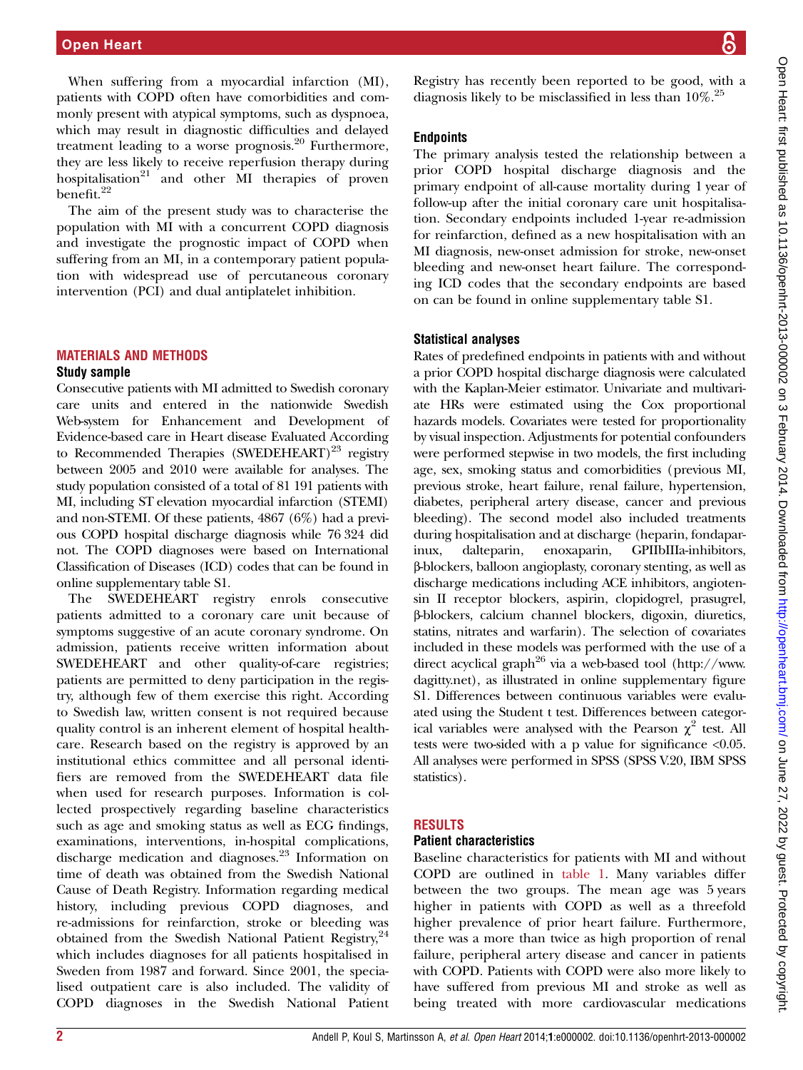When suffering from a myocardial infarction (MI), patients with COPD often have comorbidities and commonly present with atypical symptoms, such as dyspnoea, which may result in diagnostic difficulties and delayed treatment leading to a worse prognosis.[20] Furthermore, they are less likely to receive reperfusion therapy during hospitalisation[21] and other MI therapies of proven benefit.[22]

The aim of the present study was to characterise the population with MI with a concurrent COPD diagnosis and investigate the prognostic impact of COPD when suffering from an MI, in a contemporary patient population with widespread use of percutaneous coronary intervention (PCI) and dual antiplatelet inhibition.

## MATERIALS AND METHODS

### Study sample

Consecutive patients with MI admitted to Swedish coronary care units and entered in the nationwide Swedish Web-system for Enhancement and Development of Evidence-based care in Heart disease Evaluated According to Recommended Therapies (SWEDEHEART)[23] registry between 2005 and 2010 were available for analyses. The study population consisted of a total of 81 191 patients with MI, including ST elevation myocardial infarction (STEMI) and non-STEMI. Of these patients, 4867 (6%) had a previous COPD hospital discharge diagnosis while 76 324 did not. The COPD diagnoses were based on International Classification of Diseases (ICD) codes that can be found in online supplementary table S1.

The SWEDEHEART registry enrols consecutive patients admitted to a coronary care unit because of symptoms suggestive of an acute coronary syndrome. On admission, patients receive written information about SWEDEHEART and other quality-of-care registries; patients are permitted to deny participation in the registry, although few of them exercise this right. According to Swedish law, written consent is not required because quality control is an inherent element of hospital healthcare. Research based on the registry is approved by an institutional ethics committee and all personal identifiers are removed from the SWEDEHEART data file when used for research purposes. Information is collected prospectively regarding baseline characteristics such as age and smoking status as well as ECG findings, examinations, interventions, in-hospital complications, discharge medication and diagnoses.[23] Information on time of death was obtained from the Swedish National Cause of Death Registry. Information regarding medical history, including previous COPD diagnoses, and re-admissions for reinfarction, stroke or bleeding was obtained from the Swedish National Patient Registry,[24] which includes diagnoses for all patients hospitalised in Sweden from 1987 and forward. Since 2001, the specialised outpatient care is also included. The validity of COPD diagnoses in the Swedish National Patient Registry has recently been reported to be good, with a diagnosis likely to be misclassified in less than 10%.[25]

### Endpoints

The primary analysis tested the relationship between a prior COPD hospital discharge diagnosis and the primary endpoint of all-cause mortality during 1 year of follow-up after the initial coronary care unit hospitalisation. Secondary endpoints included 1-year re-admission for reinfarction, defined as a new hospitalisation with an MI diagnosis, new-onset admission for stroke, new-onset bleeding and new-onset heart failure. The corresponding ICD codes that the secondary endpoints are based on can be found in online supplementary table S1.

### Statistical analyses

Rates of predefined endpoints in patients with and without a prior COPD hospital discharge diagnosis were calculated with the Kaplan-Meier estimator. Univariate and multivariate HRs were estimated using the Cox proportional hazards models. Covariates were tested for proportionality by visual inspection. Adjustments for potential confounders were performed stepwise in two models, the first including age, sex, smoking status and comorbidities (previous MI, previous stroke, heart failure, renal failure, hypertension, diabetes, peripheral artery disease, cancer and previous bleeding). The second model also included treatments during hospitalisation and at discharge (heparin, fondaparinux, dalteparin, enoxaparin, GPIIbIIIa-inhibitors, β-blockers, balloon angioplasty, coronary stenting, as well as discharge medications including ACE inhibitors, angiotensin II receptor blockers, aspirin, clopidogrel, prasugrel, β-blockers, calcium channel blockers, digoxin, diuretics, statins, nitrates and warfarin). The selection of covariates included in these models was performed with the use of a direct acyclical graph[26] via a web-based tool (http://www.dagitty.net), as illustrated in online supplementary figure S1. Differences between continuous variables were evaluated using the Student t test. Differences between categorical variables were analysed with the Pearson $\chi^2$ test. All tests were two-sided with a p value for significance <0.05. All analyses were performed in SPSS (SPSS V.20, IBM SPSS statistics).

## RESULTS

### Patient characteristics

Baseline characteristics for patients with MI and without COPD are outlined in table 1. Many variables differ between the two groups. The mean age was 5 years higher in patients with COPD as well as a threefold higher prevalence of prior heart failure. Furthermore, there was a more than twice as high proportion of renal failure, peripheral artery disease and cancer in patients with COPD. Patients with COPD were also more likely to have suffered from previous MI and stroke as well as being treated with more cardiovascular medications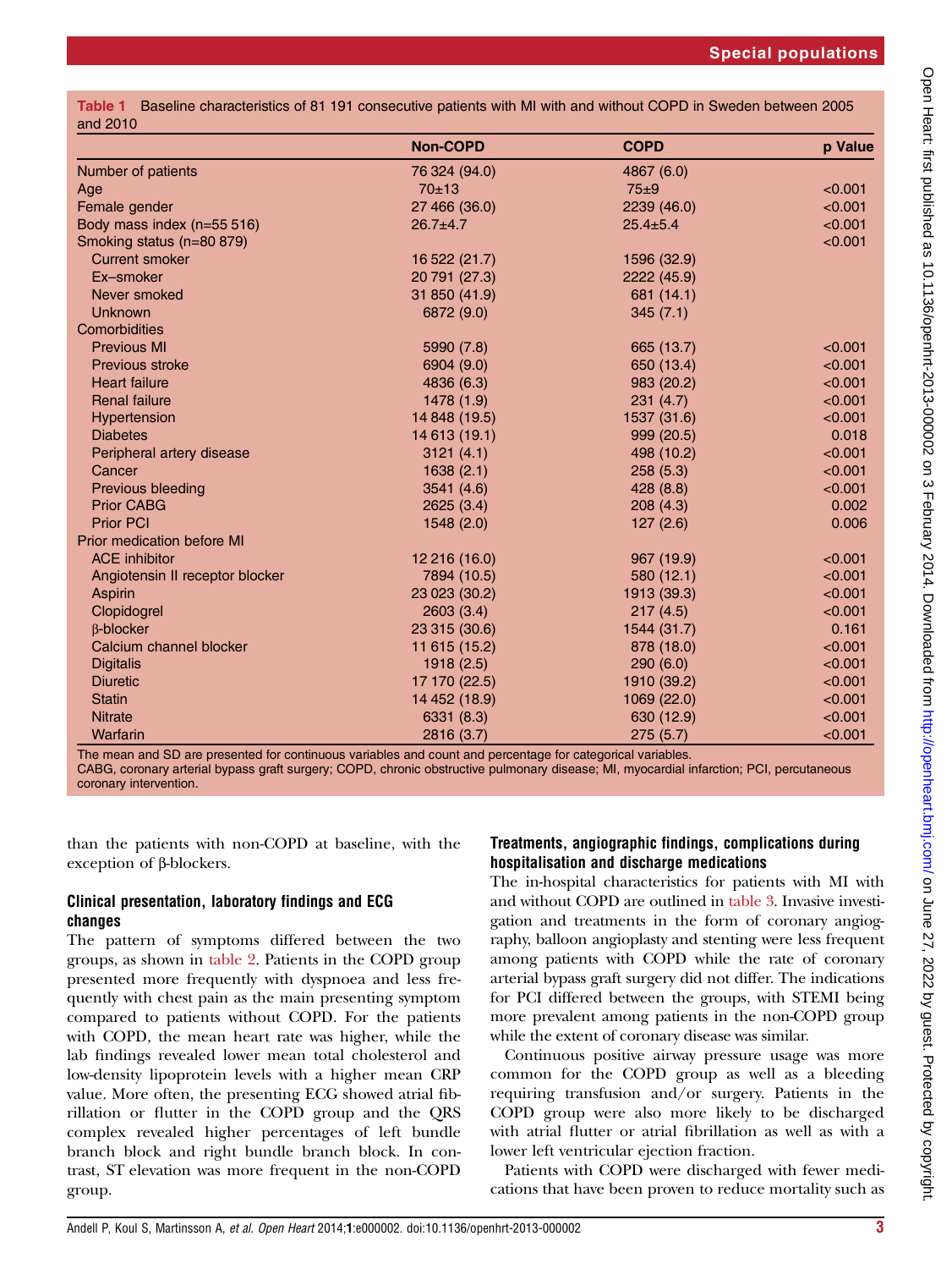**Table 1** Baseline characteristics of 81 191 consecutive patients with MI with and without COPD in Sweden between 2005 and 2010

| | Non-COPD | COPD | p Value |
|---|---|---|---|
| Number of patients | 76 324 (94.0) | 4867 (6.0) | |
| Age | 70±13 | 75±9 | <0.001 |
| Female gender | 27 466 (36.0) | 2239 (46.0) | <0.001 |
| Body mass index (n=55 516) | 26.7±4.7 | 25.4±5.4 | <0.001 |
| Smoking status (n=80 879) | | | <0.001 |
| Current smoker | 16 522 (21.7) | 1596 (32.9) | |
| Ex–smoker | 20 791 (27.3) | 2222 (45.9) | |
| Never smoked | 31 850 (41.9) | 681 (14.1) | |
| Unknown | 6872 (9.0) | 345 (7.1) | |
| Comorbidities | | | |
| Previous MI | 5990 (7.8) | 665 (13.7) | <0.001 |
| Previous stroke | 6904 (9.0) | 650 (13.4) | <0.001 |
| Heart failure | 4836 (6.3) | 983 (20.2) | <0.001 |
| Renal failure | 1478 (1.9) | 231 (4.7) | <0.001 |
| Hypertension | 14 848 (19.5) | 1537 (31.6) | <0.001 |
| Diabetes | 14 613 (19.1) | 999 (20.5) | 0.018 |
| Peripheral artery disease | 3121 (4.1) | 498 (10.2) | <0.001 |
| Cancer | 1638 (2.1) | 258 (5.3) | <0.001 |
| Previous bleeding | 3541 (4.6) | 428 (8.8) | <0.001 |
| Prior CABG | 2625 (3.4) | 208 (4.3) | 0.002 |
| Prior PCI | 1548 (2.0) | 127 (2.6) | 0.006 |
| Prior medication before MI | | | |
| ACE inhibitor | 12 216 (16.0) | 967 (19.9) | <0.001 |
| Angiotensin II receptor blocker | 7894 (10.5) | 580 (12.1) | <0.001 |
| Aspirin | 23 023 (30.2) | 1913 (39.3) | <0.001 |
| Clopidogrel | 2603 (3.4) | 217 (4.5) | <0.001 |
| β-blocker | 23 315 (30.6) | 1544 (31.7) | 0.161 |
| Calcium channel blocker | 11 615 (15.2) | 878 (18.0) | <0.001 |
| Digitalis | 1918 (2.5) | 290 (6.0) | <0.001 |
| Diuretic | 17 170 (22.5) | 1910 (39.2) | <0.001 |
| Statin | 14 452 (18.9) | 1069 (22.0) | <0.001 |
| Nitrate | 6331 (8.3) | 630 (12.9) | <0.001 |
| Warfarin | 2816 (3.7) | 275 (5.7) | <0.001 |

The mean and SD are presented for continuous variables and count and percentage for categorical variables.
CABG, coronary arterial bypass graft surgery; COPD, chronic obstructive pulmonary disease; MI, myocardial infarction; PCI, percutaneous coronary intervention.

than the patients with non-COPD at baseline, with the exception of β-blockers.

### Clinical presentation, laboratory findings and ECG changes

The pattern of symptoms differed between the two groups, as shown in table 2. Patients in the COPD group presented more frequently with dyspnoea and less frequently with chest pain as the main presenting symptom compared to patients without COPD. For the patients with COPD, the mean heart rate was higher, while the lab findings revealed lower mean total cholesterol and low-density lipoprotein levels with a higher mean CRP value. More often, the presenting ECG showed atrial fibrillation or flutter in the COPD group and the QRS complex revealed higher percentages of left bundle branch block and right bundle branch block. In contrast, ST elevation was more frequent in the non-COPD group.

### Treatments, angiographic findings, complications during hospitalisation and discharge medications

The in-hospital characteristics for patients with MI with and without COPD are outlined in table 3. Invasive investigation and treatments in the form of coronary angiography, balloon angioplasty and stenting were less frequent among patients with COPD while the rate of coronary arterial bypass graft surgery did not differ. The indications for PCI differed between the groups, with STEMI being more prevalent among patients in the non-COPD group while the extent of coronary disease was similar.

Continuous positive airway pressure usage was more common for the COPD group as well as a bleeding requiring transfusion and/or surgery. Patients in the COPD group were also more likely to be discharged with atrial flutter or atrial fibrillation as well as with a lower left ventricular ejection fraction.

Patients with COPD were discharged with fewer medications that have been proven to reduce mortality such as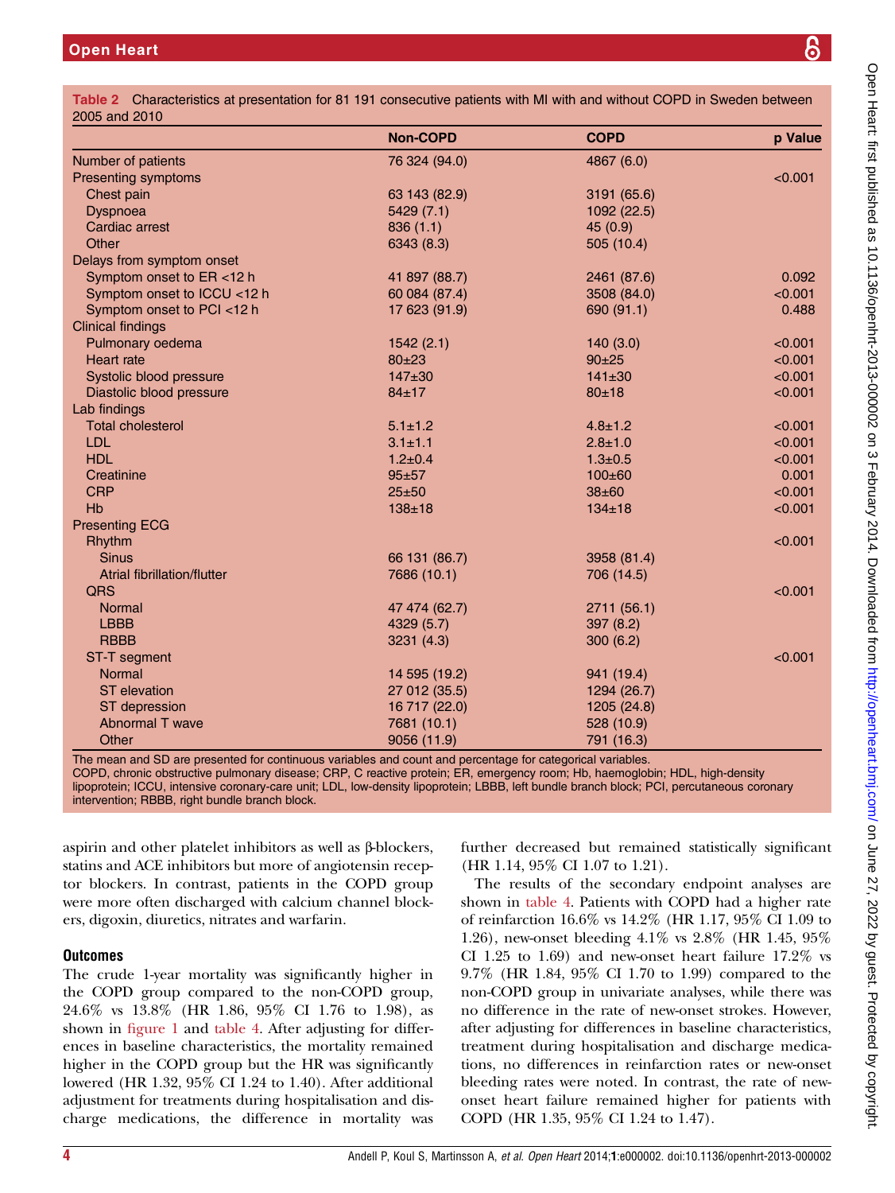**Table 2** Characteristics at presentation for 81 191 consecutive patients with MI with and without COPD in Sweden between 2005 and 2010

| | Non-COPD | COPD | p Value |
|---|---|---|---|
| Number of patients | 76 324 (94.0) | 4867 (6.0) | |
| Presenting symptoms | | | <0.001 |
| Chest pain | 63 143 (82.9) | 3191 (65.6) | |
| Dyspnoea | 5429 (7.1) | 1092 (22.5) | |
| Cardiac arrest | 836 (1.1) | 45 (0.9) | |
| Other | 6343 (8.3) | 505 (10.4) | |
| Delays from symptom onset | | | |
| Symptom onset to ER <12 h | 41 897 (88.7) | 2461 (87.6) | 0.092 |
| Symptom onset to ICCU <12 h | 60 084 (87.4) | 3508 (84.0) | <0.001 |
| Symptom onset to PCI <12 h | 17 623 (91.9) | 690 (91.1) | 0.488 |
| Clinical findings | | | |
| Pulmonary oedema | 1542 (2.1) | 140 (3.0) | <0.001 |
| Heart rate | 80±23 | 90±25 | <0.001 |
| Systolic blood pressure | 147±30 | 141±30 | <0.001 |
| Diastolic blood pressure | 84±17 | 80±18 | <0.001 |
| Lab findings | | | |
| Total cholesterol | 5.1±1.2 | 4.8±1.2 | <0.001 |
| LDL | 3.1±1.1 | 2.8±1.0 | <0.001 |
| HDL | 1.2±0.4 | 1.3±0.5 | <0.001 |
| Creatinine | 95±57 | 100±60 | 0.001 |
| CRP | 25±50 | 38±60 | <0.001 |
| Hb | 138±18 | 134±18 | <0.001 |
| Presenting ECG | | | |
| Rhythm | | | <0.001 |
| Sinus | 66 131 (86.7) | 3958 (81.4) | |
| Atrial fibrillation/flutter | 7686 (10.1) | 706 (14.5) | |
| QRS | | | <0.001 |
| Normal | 47 474 (62.7) | 2711 (56.1) | |
| LBBB | 4329 (5.7) | 397 (8.2) | |
| RBBB | 3231 (4.3) | 300 (6.2) | |
| ST-T segment | | | <0.001 |
| Normal | 14 595 (19.2) | 941 (19.4) | |
| ST elevation | 27 012 (35.5) | 1294 (26.7) | |
| ST depression | 16 717 (22.0) | 1205 (24.8) | |
| Abnormal T wave | 7681 (10.1) | 528 (10.9) | |
| Other | 9056 (11.9) | 791 (16.3) | |

The mean and SD are presented for continuous variables and count and percentage for categorical variables.
COPD, chronic obstructive pulmonary disease; CRP, C reactive protein; ER, emergency room; Hb, haemoglobin; HDL, high-density lipoprotein; ICCU, intensive coronary-care unit; LDL, low-density lipoprotein; LBBB, left bundle branch block; PCI, percutaneous coronary intervention; RBBB, right bundle branch block.

aspirin and other platelet inhibitors as well as β-blockers, statins and ACE inhibitors but more of angiotensin receptor blockers. In contrast, patients in the COPD group were more often discharged with calcium channel blockers, digoxin, diuretics, nitrates and warfarin.

## Outcomes

The crude 1-year mortality was significantly higher in the COPD group compared to the non-COPD group, 24.6% vs 13.8% (HR 1.86, 95% CI 1.76 to 1.98), as shown in figure 1 and table 4. After adjusting for differences in baseline characteristics, the mortality remained higher in the COPD group but the HR was significantly lowered (HR 1.32, 95% CI 1.24 to 1.40). After additional adjustment for treatments during hospitalisation and discharge medications, the difference in mortality was further decreased but remained statistically significant (HR 1.14, 95% CI 1.07 to 1.21).

The results of the secondary endpoint analyses are shown in table 4. Patients with COPD had a higher rate of reinfarction 16.6% vs 14.2% (HR 1.17, 95% CI 1.09 to 1.26), new-onset bleeding 4.1% vs 2.8% (HR 1.45, 95% CI 1.25 to 1.69) and new-onset heart failure 17.2% vs 9.7% (HR 1.84, 95% CI 1.70 to 1.99) compared to the non-COPD group in univariate analyses, while there was no difference in the rate of new-onset strokes. However, after adjusting for differences in baseline characteristics, treatment during hospitalisation and discharge medications, no differences in reinfarction rates or new-onset bleeding rates were noted. In contrast, the rate of new-onset heart failure remained higher for patients with COPD (HR 1.35, 95% CI 1.24 to 1.47).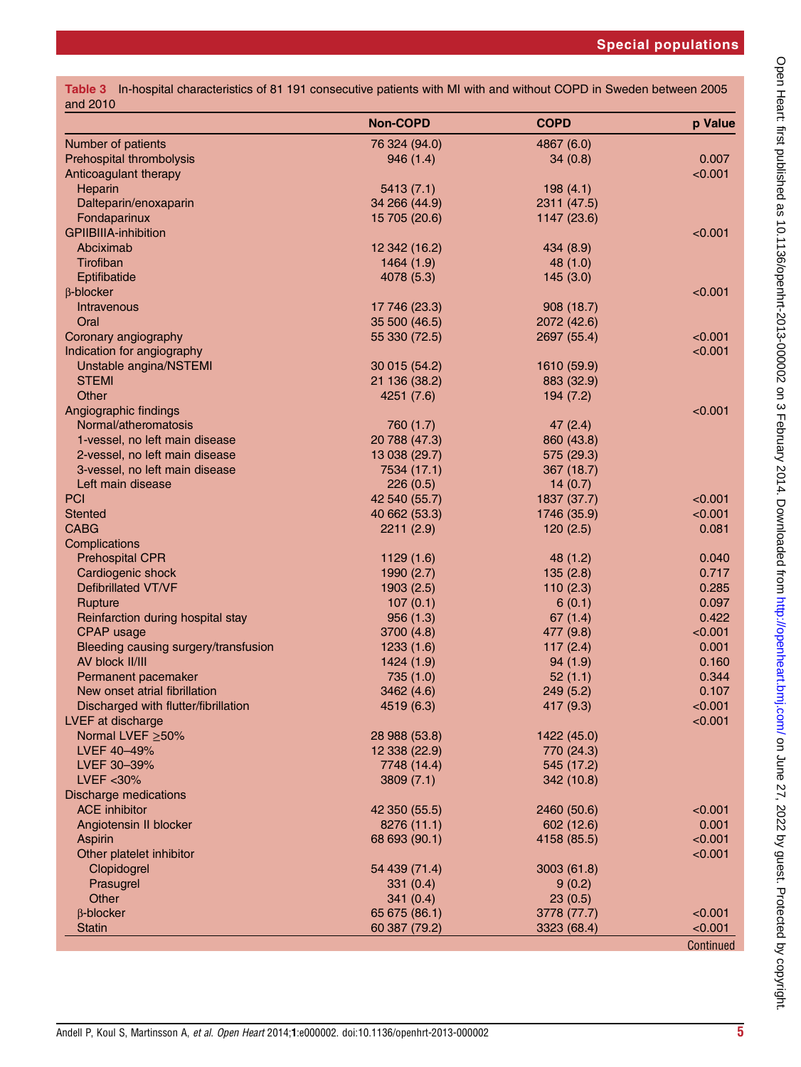**Table 3** In-hospital characteristics of 81 191 consecutive patients with MI with and without COPD in Sweden between 2005 and 2010

| | Non-COPD | COPD | p Value |
|---|---|---|---|
| Number of patients | 76 324 (94.0) | 4867 (6.0) | |
| Prehospital thrombolysis | 946 (1.4) | 34 (0.8) | 0.007 |
| Anticoagulant therapy | | | <0.001 |
| Heparin | 5413 (7.1) | 198 (4.1) | |
| Dalteparin/enoxaparin | 34 266 (44.9) | 2311 (47.5) | |
| Fondaparinux | 15 705 (20.6) | 1147 (23.6) | |
| GPIIBIIIA-inhibition | | | <0.001 |
| Abciximab | 12 342 (16.2) | 434 (8.9) | |
| Tirofiban | 1464 (1.9) | 48 (1.0) | |
| Eptifibatide | 4078 (5.3) | 145 (3.0) | |
| β-blocker | | | <0.001 |
| Intravenous | 17 746 (23.3) | 908 (18.7) | |
| Oral | 35 500 (46.5) | 2072 (42.6) | |
| Coronary angiography | 55 330 (72.5) | 2697 (55.4) | <0.001 |
| Indication for angiography | | | <0.001 |
| Unstable angina/NSTEMI | 30 015 (54.2) | 1610 (59.9) | |
| STEMI | 21 136 (38.2) | 883 (32.9) | |
| Other | 4251 (7.6) | 194 (7.2) | |
| Angiographic findings | | | <0.001 |
| Normal/atheromatosis | 760 (1.7) | 47 (2.4) | |
| 1-vessel, no left main disease | 20 788 (47.3) | 860 (43.8) | |
| 2-vessel, no left main disease | 13 038 (29.7) | 575 (29.3) | |
| 3-vessel, no left main disease | 7534 (17.1) | 367 (18.7) | |
| Left main disease | 226 (0.5) | 14 (0.7) | |
| PCI | 42 540 (55.7) | 1837 (37.7) | <0.001 |
| Stented | 40 662 (53.3) | 1746 (35.9) | <0.001 |
| CABG | 2211 (2.9) | 120 (2.5) | 0.081 |
| Complications | | | |
| Prehospital CPR | 1129 (1.6) | 48 (1.2) | 0.040 |
| Cardiogenic shock | 1990 (2.7) | 135 (2.8) | 0.717 |
| Defibrillated VT/VF | 1903 (2.5) | 110 (2.3) | 0.285 |
| Rupture | 107 (0.1) | 6 (0.1) | 0.097 |
| Reinfarction during hospital stay | 956 (1.3) | 67 (1.4) | 0.422 |
| CPAP usage | 3700 (4.8) | 477 (9.8) | <0.001 |
| Bleeding causing surgery/transfusion | 1233 (1.6) | 117 (2.4) | 0.001 |
| AV block II/III | 1424 (1.9) | 94 (1.9) | 0.160 |
| Permanent pacemaker | 735 (1.0) | 52 (1.1) | 0.344 |
| New onset atrial fibrillation | 3462 (4.6) | 249 (5.2) | 0.107 |
| Discharged with flutter/fibrillation | 4519 (6.3) | 417 (9.3) | <0.001 |
| LVEF at discharge | | | <0.001 |
| Normal LVEF ≥50% | 28 988 (53.8) | 1422 (45.0) | |
| LVEF 40–49% | 12 338 (22.9) | 770 (24.3) | |
| LVEF 30–39% | 7748 (14.4) | 545 (17.2) | |
| LVEF <30% | 3809 (7.1) | 342 (10.8) | |
| Discharge medications | | | |
| ACE inhibitor | 42 350 (55.5) | 2460 (50.6) | <0.001 |
| Angiotensin II blocker | 8276 (11.1) | 602 (12.6) | 0.001 |
| Aspirin | 68 693 (90.1) | 4158 (85.5) | <0.001 |
| Other platelet inhibitor | | | <0.001 |
| Clopidogrel | 54 439 (71.4) | 3003 (61.8) | |
| Prasugrel | 331 (0.4) | 9 (0.2) | |
| Other | 341 (0.4) | 23 (0.5) | |
| β-blocker | 65 675 (86.1) | 3778 (77.7) | <0.001 |
| Statin | 60 387 (79.2) | 3323 (68.4) | <0.001 |

Continued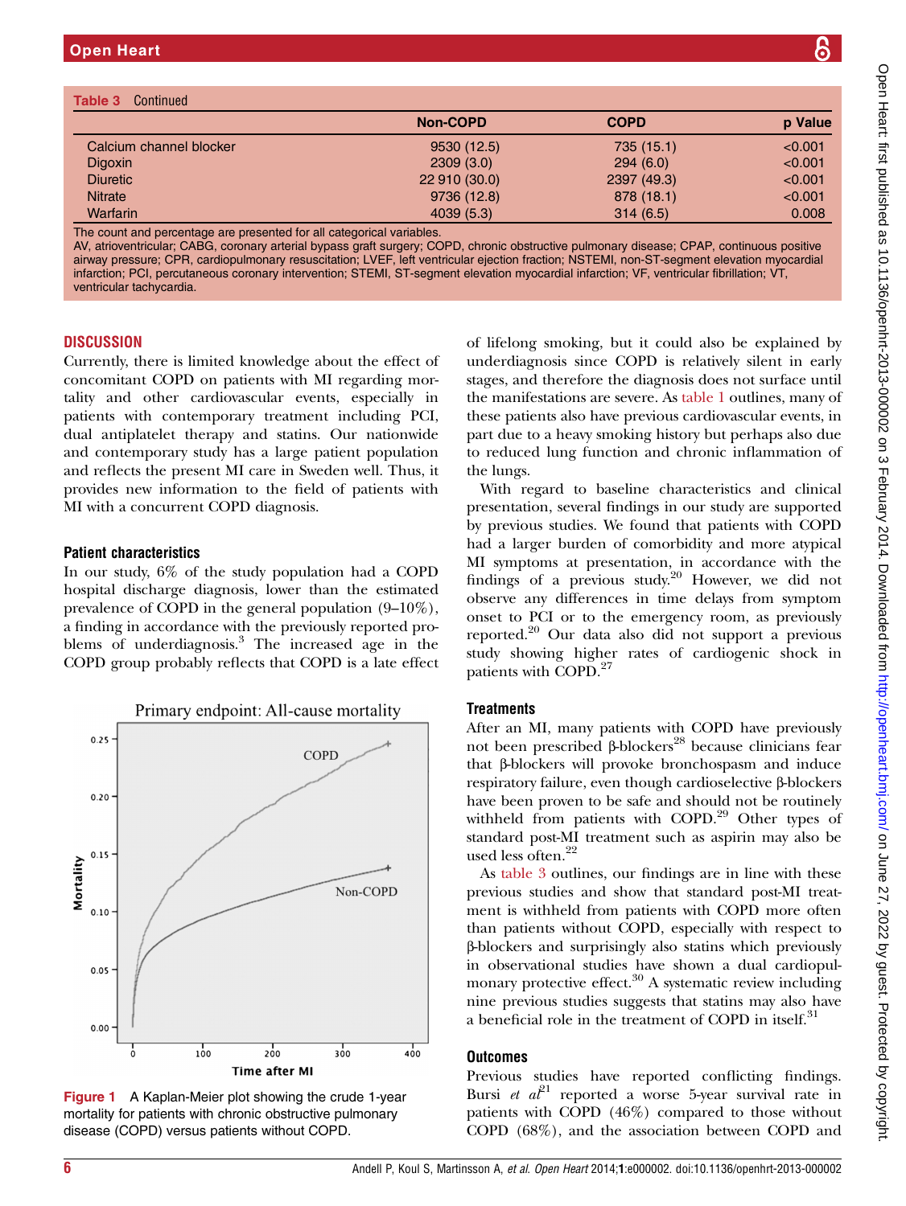**Table 3** Continued

| | Non-COPD | COPD | p Value |
|---|---|---|---|
| Calcium channel blocker | 9530 (12.5) | 735 (15.1) | <0.001 |
| Digoxin | 2309 (3.0) | 294 (6.0) | <0.001 |
| Diuretic | 22 910 (30.0) | 2397 (49.3) | <0.001 |
| Nitrate | 9736 (12.8) | 878 (18.1) | <0.001 |
| Warfarin | 4039 (5.3) | 314 (6.5) | 0.008 |

The count and percentage are presented for all categorical variables.
AV, atrioventricular; CABG, coronary arterial bypass graft surgery; COPD, chronic obstructive pulmonary disease; CPAP, continuous positive airway pressure; CPR, cardiopulmonary resuscitation; LVEF, left ventricular ejection fraction; NSTEMI, non-ST-segment elevation myocardial infarction; PCI, percutaneous coronary intervention; STEMI, ST-segment elevation myocardial infarction; VF, ventricular fibrillation; VT, ventricular tachycardia.

## DISCUSSION

Currently, there is limited knowledge about the effect of concomitant COPD on patients with MI regarding mortality and other cardiovascular events, especially in patients with contemporary treatment including PCI, dual antiplatelet therapy and statins. Our nationwide and contemporary study has a large patient population and reflects the present MI care in Sweden well. Thus, it provides new information to the field of patients with MI with a concurrent COPD diagnosis.

### Patient characteristics

In our study, 6% of the study population had a COPD hospital discharge diagnosis, lower than the estimated prevalence of COPD in the general population (9–10%), a finding in accordance with the previously reported problems of underdiagnosis.[3] The increased age in the COPD group probably reflects that COPD is a late effect of lifelong smoking, but it could also be explained by underdiagnosis since COPD is relatively silent in early stages, and therefore the diagnosis does not surface until the manifestations are severe. As table 1 outlines, many of these patients also have previous cardiovascular events, in part due to a heavy smoking history but perhaps also due to reduced lung function and chronic inflammation of the lungs.

With regard to baseline characteristics and clinical presentation, several findings in our study are supported by previous studies. We found that patients with COPD had a larger burden of comorbidity and more atypical MI symptoms at presentation, in accordance with the findings of a previous study.[20] However, we did not observe any differences in time delays from symptom onset to PCI or to the emergency room, as previously reported.[20] Our data also did not support a previous study showing higher rates of cardiogenic shock in patients with COPD.[27]

**Figure 1** A Kaplan-Meier plot showing the crude 1-year mortality for patients with chronic obstructive pulmonary disease (COPD) versus patients without COPD.

### Treatments

After an MI, many patients with COPD have previously not been prescribed β-blockers[28] because clinicians fear that β-blockers will provoke bronchospasm and induce respiratory failure, even though cardioselective β-blockers have been proven to be safe and should not be routinely withheld from patients with COPD.[29] Other types of standard post-MI treatment such as aspirin may also be used less often.[22]

As table 3 outlines, our findings are in line with these previous studies and show that standard post-MI treatment is withheld from patients with COPD more often than patients without COPD, especially with respect to β-blockers and surprisingly also statins which previously in observational studies have shown a dual cardiopulmonary protective effect.[30] A systematic review including nine previous studies suggests that statins may also have a beneficial role in the treatment of COPD in itself.[31]

### Outcomes

Previous studies have reported conflicting findings. Bursi *et al*[21] reported a worse 5-year survival rate in patients with COPD (46%) compared to those without COPD (68%), and the association between COPD and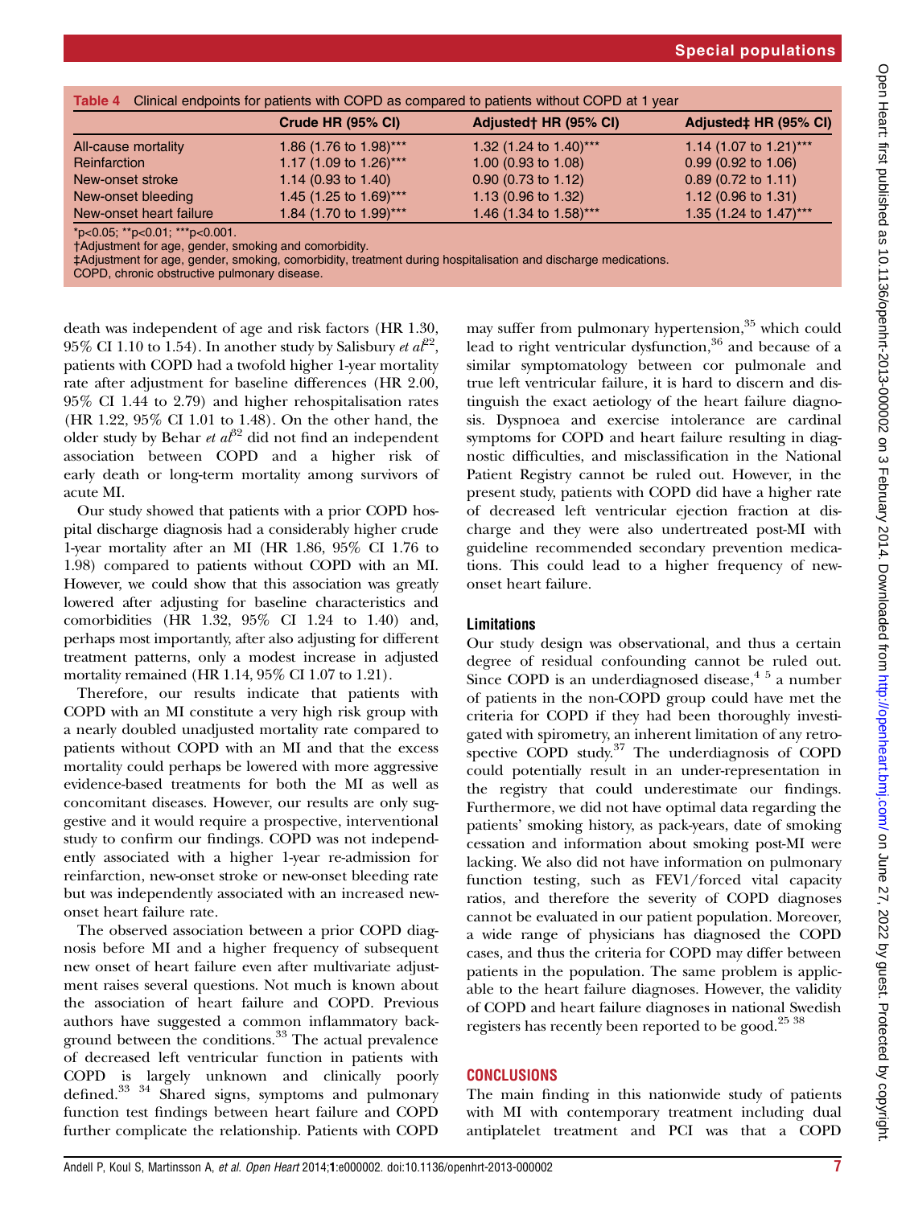Table 4 Clinical endpoints for patients with COPD as compared to patients without COPD at 1 year

| | Crude HR (95% CI) | Adjusted† HR (95% CI) | Adjusted‡ HR (95% CI) |
|---|---|---|---|
| All-cause mortality | 1.86 (1.76 to 1.98)*** | 1.32 (1.24 to 1.40)*** | 1.14 (1.07 to 1.21)*** |
| Reinfarction | 1.17 (1.09 to 1.26)*** | 1.00 (0.93 to 1.08) | 0.99 (0.92 to 1.06) |
| New-onset stroke | 1.14 (0.93 to 1.40) | 0.90 (0.73 to 1.12) | 0.89 (0.72 to 1.11) |
| New-onset bleeding | 1.45 (1.25 to 1.69)*** | 1.13 (0.96 to 1.32) | 1.12 (0.96 to 1.31) |
| New-onset heart failure | 1.84 (1.70 to 1.99)*** | 1.46 (1.34 to 1.58)*** | 1.35 (1.24 to 1.47)*** |

*p<0.05; **p<0.01; ***p<0.001.
†Adjustment for age, gender, smoking and comorbidity.
‡Adjustment for age, gender, smoking, comorbidity, treatment during hospitalisation and discharge medications.
COPD, chronic obstructive pulmonary disease.

death was independent of age and risk factors (HR 1.30, 95% CI 1.10 to 1.54). In another study by Salisbury *et al*[22], patients with COPD had a twofold higher 1-year mortality rate after adjustment for baseline differences (HR 2.00, 95% CI 1.44 to 2.79) and higher rehospitalisation rates (HR 1.22, 95% CI 1.01 to 1.48). On the other hand, the older study by Behar *et al*[32] did not find an independent association between COPD and a higher risk of early death or long-term mortality among survivors of acute MI.

Our study showed that patients with a prior COPD hospital discharge diagnosis had a considerably higher crude 1-year mortality after an MI (HR 1.86, 95% CI 1.76 to 1.98) compared to patients without COPD with an MI. However, we could show that this association was greatly lowered after adjusting for baseline characteristics and comorbidities (HR 1.32, 95% CI 1.24 to 1.40) and, perhaps most importantly, after also adjusting for different treatment patterns, only a modest increase in adjusted mortality remained (HR 1.14, 95% CI 1.07 to 1.21).

Therefore, our results indicate that patients with COPD with an MI constitute a very high risk group with a nearly doubled unadjusted mortality rate compared to patients without COPD with an MI and that the excess mortality could perhaps be lowered with more aggressive evidence-based treatments for both the MI as well as concomitant diseases. However, our results are only suggestive and it would require a prospective, interventional study to confirm our findings. COPD was not independently associated with a higher 1-year re-admission for reinfarction, new-onset stroke or new-onset bleeding rate but was independently associated with an increased new-onset heart failure rate.

The observed association between a prior COPD diagnosis before MI and a higher frequency of subsequent new onset of heart failure even after multivariate adjustment raises several questions. Not much is known about the association of heart failure and COPD. Previous authors have suggested a common inflammatory background between the conditions.[33] The actual prevalence of decreased left ventricular function in patients with COPD is largely unknown and clinically poorly defined.[33 34] Shared signs, symptoms and pulmonary function test findings between heart failure and COPD further complicate the relationship. Patients with COPD may suffer from pulmonary hypertension,[35] which could lead to right ventricular dysfunction,[36] and because of a similar symptomatology between cor pulmonale and true left ventricular failure, it is hard to discern and distinguish the exact aetiology of the heart failure diagnosis. Dyspnoea and exercise intolerance are cardinal symptoms for COPD and heart failure resulting in diagnostic difficulties, and misclassification in the National Patient Registry cannot be ruled out. However, in the present study, patients with COPD did have a higher rate of decreased left ventricular ejection fraction at discharge and they were also undertreated post-MI with guideline recommended secondary prevention medications. This could lead to a higher frequency of new-onset heart failure.

### Limitations

Our study design was observational, and thus a certain degree of residual confounding cannot be ruled out. Since COPD is an underdiagnosed disease,[4 5] a number of patients in the non-COPD group could have met the criteria for COPD if they had been thoroughly investigated with spirometry, an inherent limitation of any retrospective COPD study.[37] The underdiagnosis of COPD could potentially result in an under-representation in the registry that could underestimate our findings. Furthermore, we did not have optimal data regarding the patients' smoking history, as pack-years, date of smoking cessation and information about smoking post-MI were lacking. We also did not have information on pulmonary function testing, such as FEV1/forced vital capacity ratios, and therefore the severity of COPD diagnoses cannot be evaluated in our patient population. Moreover, a wide range of physicians has diagnosed the COPD cases, and thus the criteria for COPD may differ between patients in the population. The same problem is applicable to the heart failure diagnoses. However, the validity of COPD and heart failure diagnoses in national Swedish registers has recently been reported to be good.[25 38]

## CONCLUSIONS

The main finding in this nationwide study of patients with MI with contemporary treatment including dual antiplatelet treatment and PCI was that a COPD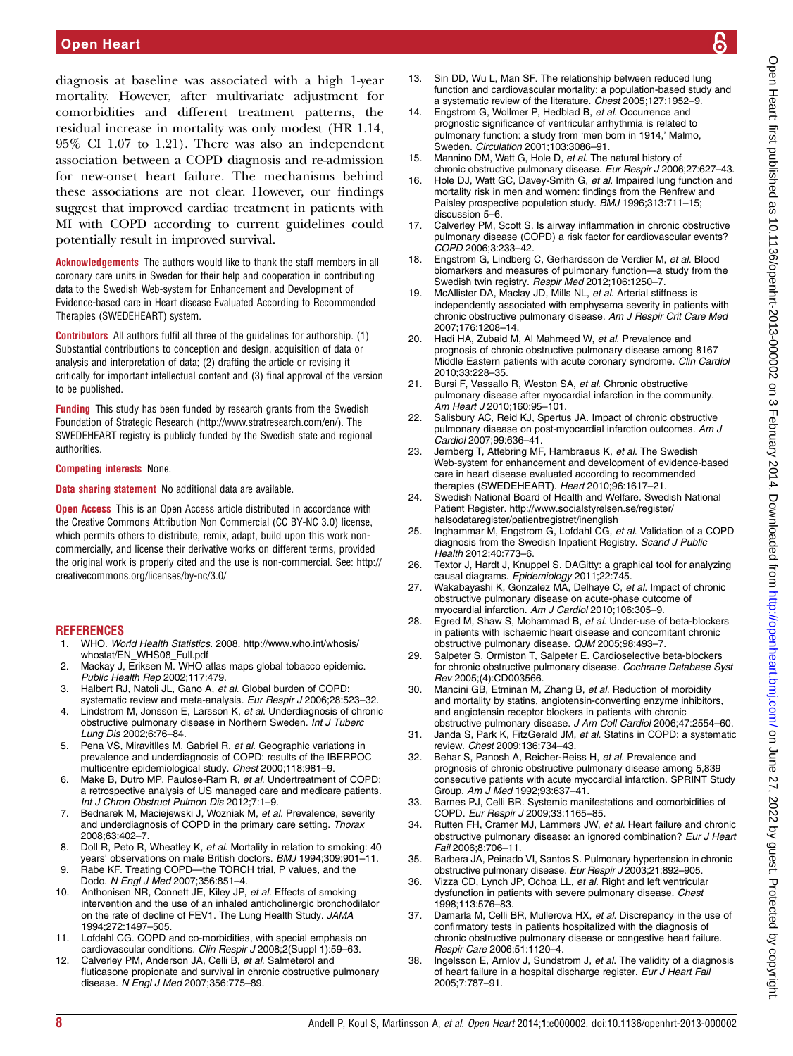diagnosis at baseline was associated with a high 1-year mortality. However, after multivariate adjustment for comorbidities and different treatment patterns, the residual increase in mortality was only modest (HR 1.14, 95% CI 1.07 to 1.21). There was also an independent association between a COPD diagnosis and re-admission for new-onset heart failure. The mechanisms behind these associations are not clear. However, our findings suggest that improved cardiac treatment in patients with MI with COPD according to current guidelines could potentially result in improved survival.

**Acknowledgements** The authors would like to thank the staff members in all coronary care units in Sweden for their help and cooperation in contributing data to the Swedish Web-system for Enhancement and Development of Evidence-based care in Heart disease Evaluated According to Recommended Therapies (SWEDEHEART) system.

**Contributors** All authors fulfil all three of the guidelines for authorship. (1) Substantial contributions to conception and design, acquisition of data or analysis and interpretation of data; (2) drafting the article or revising it critically for important intellectual content and (3) final approval of the version to be published.

**Funding** This study has been funded by research grants from the Swedish Foundation of Strategic Research (http://www.stratresearch.com/en/). The SWEDEHEART registry is publicly funded by the Swedish state and regional authorities.

**Competing interests** None.

**Data sharing statement** No additional data are available.

**Open Access** This is an Open Access article distributed in accordance with the Creative Commons Attribution Non Commercial (CC BY-NC 3.0) license, which permits others to distribute, remix, adapt, build upon this work non-commercially, and license their derivative works on different terms, provided the original work is properly cited and the use is non-commercial. See: http://creativecommons.org/licenses/by-nc/3.0/

## REFERENCES

1. WHO. *World Health Statistics*. 2008. http://www.who.int/whosis/whostat/EN_WHS08_Full.pdf
2. Mackay J, Eriksen M. WHO atlas maps global tobacco epidemic. *Public Health Rep* 2002;117:479.
3. Halbert RJ, Natoli JL, Gano A, *et al*. Global burden of COPD: systematic review and meta-analysis. *Eur Respir J* 2006;28:523–32.
4. Lindstrom M, Jonsson E, Larsson K, *et al*. Underdiagnosis of chronic obstructive pulmonary disease in Northern Sweden. *Int J Tuberc Lung Dis* 2002;6:76–84.
5. Pena VS, Miravitlles M, Gabriel R, *et al*. Geographic variations in prevalence and underdiagnosis of COPD: results of the IBERPOC multicentre epidemiological study. *Chest* 2000;118:981–9.
6. Make B, Dutro MP, Paulose-Ram R, *et al*. Undertreatment of COPD: a retrospective analysis of US managed care and medicare patients. *Int J Chron Obstruct Pulmon Dis* 2012;7:1–9.
7. Bednarek M, Maciejewski J, Wozniak M, *et al*. Prevalence, severity and underdiagnosis of COPD in the primary care setting. *Thorax* 2008;63:402–7.
8. Doll R, Peto R, Wheatley K, *et al*. Mortality in relation to smoking: 40 years' observations on male British doctors. *BMJ* 1994;309:901–11.
9. Rabe KF. Treating COPD—the TORCH trial, P values, and the Dodo. *N Engl J Med* 2007;356:851–4.
10. Anthonisen NR, Connett JE, Kiley JP, *et al*. Effects of smoking intervention and the use of an inhaled anticholinergic bronchodilator on the rate of decline of FEV1. The Lung Health Study. *JAMA* 1994;272:1497–505.
11. Lofdahl CG. COPD and co-morbidities, with special emphasis on cardiovascular conditions. *Clin Respir J* 2008;2(Suppl 1):59–63.
12. Calverley PM, Anderson JA, Celli B, *et al*. Salmeterol and fluticasone propionate and survival in chronic obstructive pulmonary disease. *N Engl J Med* 2007;356:775–89.
13. Sin DD, Wu L, Man SF. The relationship between reduced lung function and cardiovascular mortality: a population-based study and a systematic review of the literature. *Chest* 2005;127:1952–9.
14. Engstrom G, Wollmer P, Hedblad B, *et al*. Occurrence and prognostic significance of ventricular arrhythmia is related to pulmonary function: a study from 'men born in 1914,' Malmo, Sweden. *Circulation* 2001;103:3086–91.
15. Mannino DM, Watt G, Hole D, *et al*. The natural history of chronic obstructive pulmonary disease. *Eur Respir J* 2006;27:627–43.
16. Hole DJ, Watt GC, Davey-Smith G, *et al*. Impaired lung function and mortality risk in men and women: findings from the Renfrew and Paisley prospective population study. *BMJ* 1996;313:711–15; discussion 5–6.
17. Calverley PM, Scott S. Is airway inflammation in chronic obstructive pulmonary disease (COPD) a risk factor for cardiovascular events? *COPD* 2006;3:233–42.
18. Engstrom G, Lindberg C, Gerhardsson de Verdier M, *et al*. Blood biomarkers and measures of pulmonary function—a study from the Swedish twin registry. *Respir Med* 2012;106:1250–7.
19. McAllister DA, Maclay JD, Mills NL, *et al*. Arterial stiffness is independently associated with emphysema severity in patients with chronic obstructive pulmonary disease. *Am J Respir Crit Care Med* 2007;176:1208–14.
20. Hadi HA, Zubaid M, Al Mahmeed W, *et al*. Prevalence and prognosis of chronic obstructive pulmonary disease among 8167 Middle Eastern patients with acute coronary syndrome. *Clin Cardiol* 2010;33:228–35.
21. Bursi F, Vassallo R, Weston SA, *et al*. Chronic obstructive pulmonary disease after myocardial infarction in the community. *Am Heart J* 2010;160:95–101.
22. Salisbury AC, Reid KJ, Spertus JA. Impact of chronic obstructive pulmonary disease on post-myocardial infarction outcomes. *Am J Cardiol* 2007;99:636–41.
23. Jernberg T, Attebring MF, Hambraeus K, *et al*. The Swedish Web-system for enhancement and development of evidence-based care in heart disease evaluated according to recommended therapies (SWEDEHEART). *Heart* 2010;96:1617–21.
24. Swedish National Board of Health and Welfare. Swedish National Patient Register. http://www.socialstyrelsen.se/register/halsodataregister/patientregistret/inenglish
25. Inghammar M, Engstrom G, Lofdahl CG, *et al*. Validation of a COPD diagnosis from the Swedish Inpatient Registry. *Scand J Public Health* 2012;40:773–6.
26. Textor J, Hardt J, Knuppel S. DAGitty: a graphical tool for analyzing causal diagrams. *Epidemiology* 2011;22:745.
27. Wakabayashi K, Gonzalez MA, Delhaye C, *et al*. Impact of chronic obstructive pulmonary disease on acute-phase outcome of myocardial infarction. *Am J Cardiol* 2010;106:305–9.
28. Egred M, Shaw S, Mohammad B, *et al*. Under-use of beta-blockers in patients with ischaemic heart disease and concomitant chronic obstructive pulmonary disease. *QJM* 2005;98:493–7.
29. Salpeter S, Ormiston T, Salpeter E. Cardioselective beta-blockers for chronic obstructive pulmonary disease. *Cochrane Database Syst Rev* 2005;(4):CD003566.
30. Mancini GB, Etminan M, Zhang B, *et al*. Reduction of morbidity and mortality by statins, angiotensin-converting enzyme inhibitors, and angiotensin receptor blockers in patients with chronic obstructive pulmonary disease. *J Am Coll Cardiol* 2006;47:2554–60.
31. Janda S, Park K, FitzGerald JM, *et al*. Statins in COPD: a systematic review. *Chest* 2009;136:734–43.
32. Behar S, Panosh A, Reicher-Reiss H, *et al*. Prevalence and prognosis of chronic obstructive pulmonary disease among 5,839 consecutive patients with acute myocardial infarction. SPRINT Study Group. *Am J Med* 1992;93:637–41.
33. Barnes PJ, Celli BR. Systemic manifestations and comorbidities of COPD. *Eur Respir J* 2009;33:1165–85.
34. Rutten FH, Cramer MJ, Lammers JW, *et al*. Heart failure and chronic obstructive pulmonary disease: an ignored combination? *Eur J Heart Fail* 2006;8:706–11.
35. Barbera JA, Peinado VI, Santos S. Pulmonary hypertension in chronic obstructive pulmonary disease. *Eur Respir J* 2003;21:892–905.
36. Vizza CD, Lynch JP, Ochoa LL, *et al*. Right and left ventricular dysfunction in patients with severe pulmonary disease. *Chest* 1998;113:576–83.
37. Damarla M, Celli BR, Mullerova HX, *et al*. Discrepancy in the use of confirmatory tests in patients hospitalized with the diagnosis of chronic obstructive pulmonary disease or congestive heart failure. *Respir Care* 2006;51:1120–4.
38. Ingelsson E, Arnlov J, Sundstrom J, *et al*. The validity of a diagnosis of heart failure in a hospital discharge register. *Eur J Heart Fail* 2005;7:787–91.